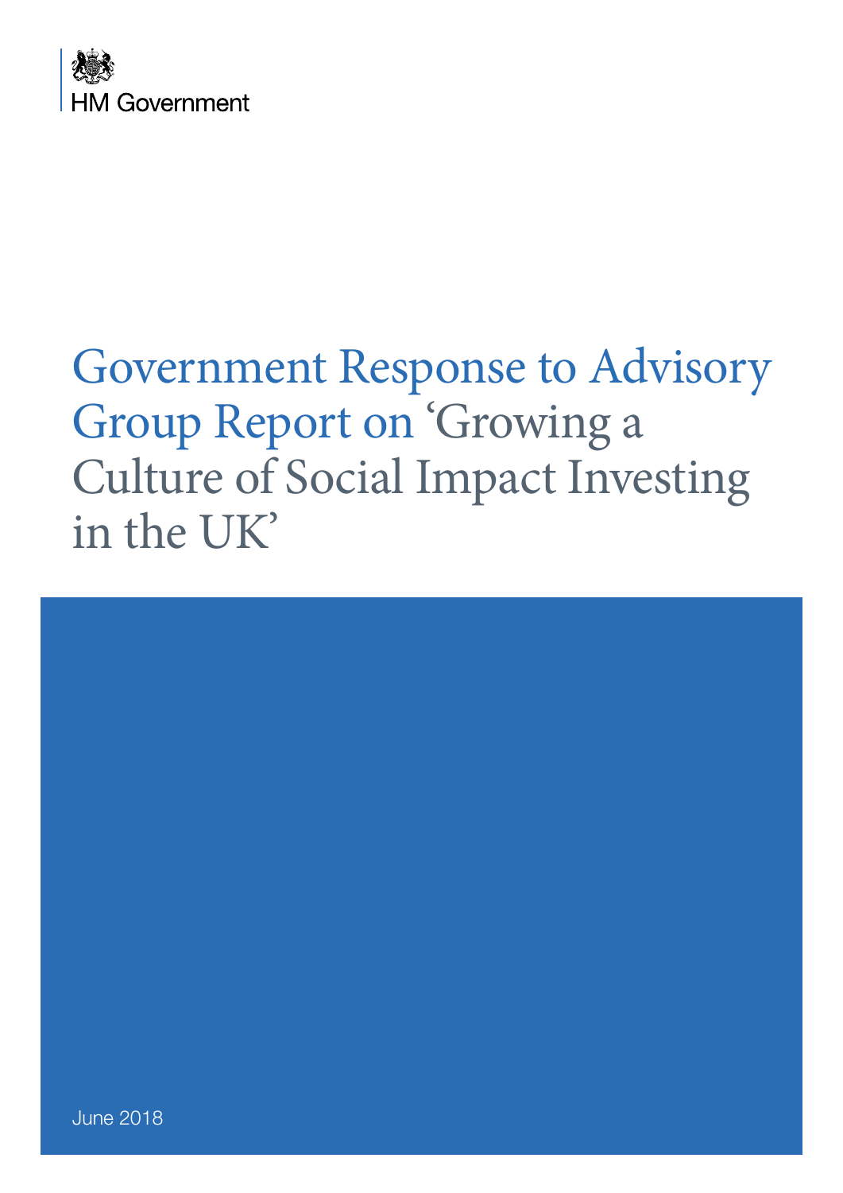HM Government

# Government Response to Advisory Group Report on 'Growing a Culture of Social Impact Investing in the UK'

June 2018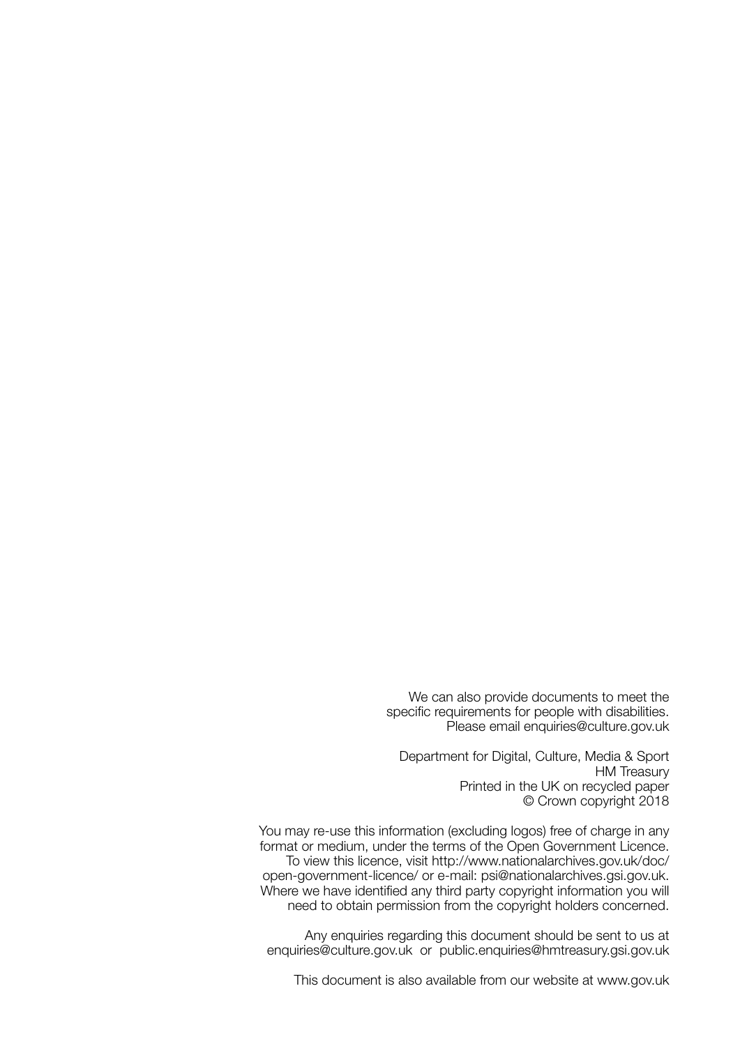We can also provide documents to meet the specific requirements for people with disabilities. Please email enquiries@culture.gov.uk

Department for Digital, Culture, Media & Sport
HM Treasury
Printed in the UK on recycled paper
© Crown copyright 2018

You may re-use this information (excluding logos) free of charge in any format or medium, under the terms of the Open Government Licence. To view this licence, visit http://www.nationalarchives.gov.uk/doc/open-government-licence/ or e-mail: psi@nationalarchives.gsi.gov.uk. Where we have identified any third party copyright information you will need to obtain permission from the copyright holders concerned.

Any enquiries regarding this document should be sent to us at enquiries@culture.gov.uk or public.enquiries@hmtreasury.gsi.gov.uk

This document is also available from our website at www.gov.uk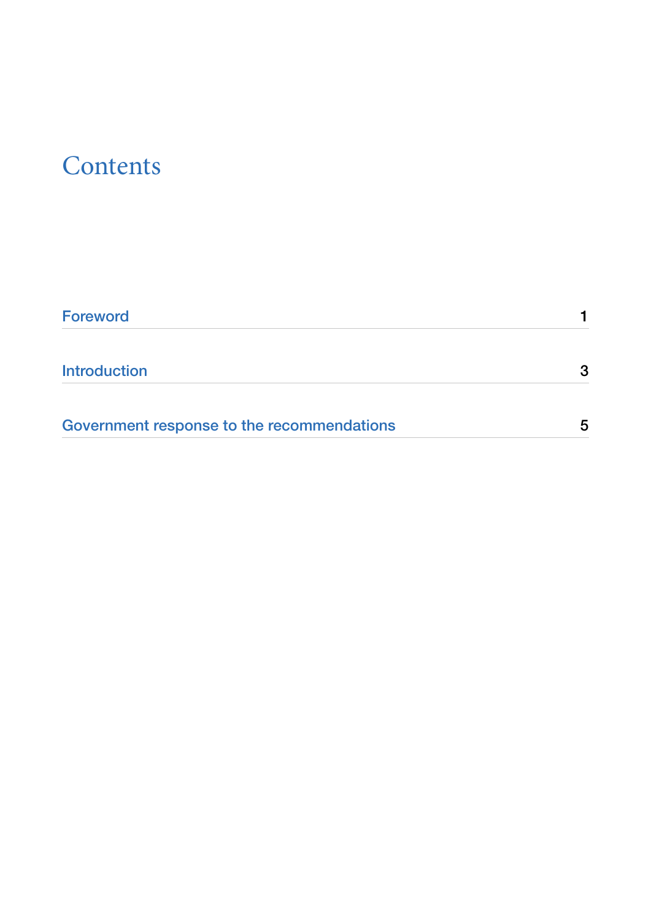# Contents

| | |
|---|---|
| Foreword | 1 |
| Introduction | 3 |
| Government response to the recommendations | 5 |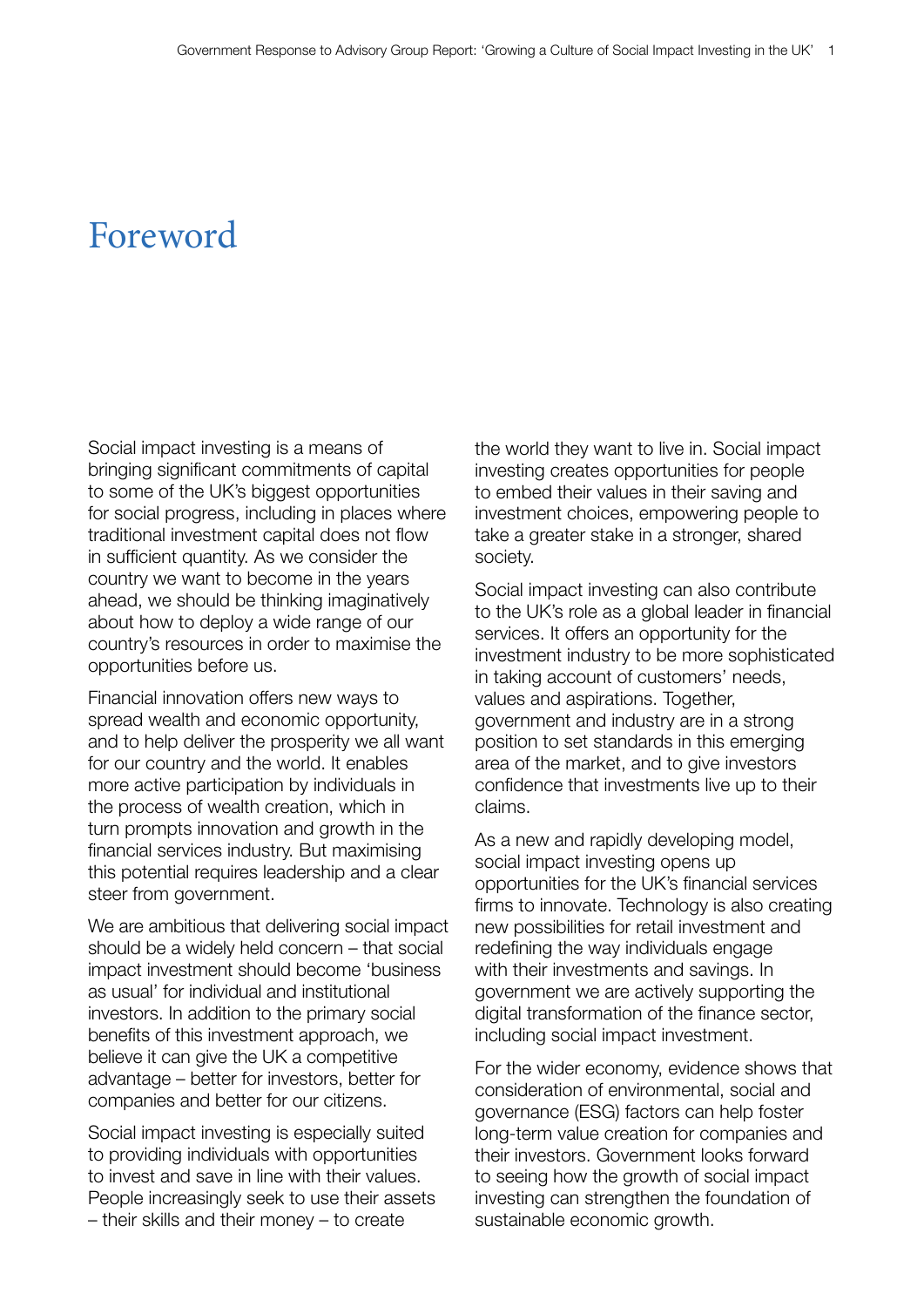# Foreword

Social impact investing is a means of bringing significant commitments of capital to some of the UK's biggest opportunities for social progress, including in places where traditional investment capital does not flow in sufficient quantity. As we consider the country we want to become in the years ahead, we should be thinking imaginatively about how to deploy a wide range of our country's resources in order to maximise the opportunities before us.

Financial innovation offers new ways to spread wealth and economic opportunity, and to help deliver the prosperity we all want for our country and the world. It enables more active participation by individuals in the process of wealth creation, which in turn prompts innovation and growth in the financial services industry. But maximising this potential requires leadership and a clear steer from government.

We are ambitious that delivering social impact should be a widely held concern – that social impact investment should become 'business as usual' for individual and institutional investors. In addition to the primary social benefits of this investment approach, we believe it can give the UK a competitive advantage – better for investors, better for companies and better for our citizens.

Social impact investing is especially suited to providing individuals with opportunities to invest and save in line with their values. People increasingly seek to use their assets – their skills and their money – to create the world they want to live in. Social impact investing creates opportunities for people to embed their values in their saving and investment choices, empowering people to take a greater stake in a stronger, shared society.

Social impact investing can also contribute to the UK's role as a global leader in financial services. It offers an opportunity for the investment industry to be more sophisticated in taking account of customers' needs, values and aspirations. Together, government and industry are in a strong position to set standards in this emerging area of the market, and to give investors confidence that investments live up to their claims.

As a new and rapidly developing model, social impact investing opens up opportunities for the UK's financial services firms to innovate. Technology is also creating new possibilities for retail investment and redefining the way individuals engage with their investments and savings. In government we are actively supporting the digital transformation of the finance sector, including social impact investment.

For the wider economy, evidence shows that consideration of environmental, social and governance (ESG) factors can help foster long-term value creation for companies and their investors. Government looks forward to seeing how the growth of social impact investing can strengthen the foundation of sustainable economic growth.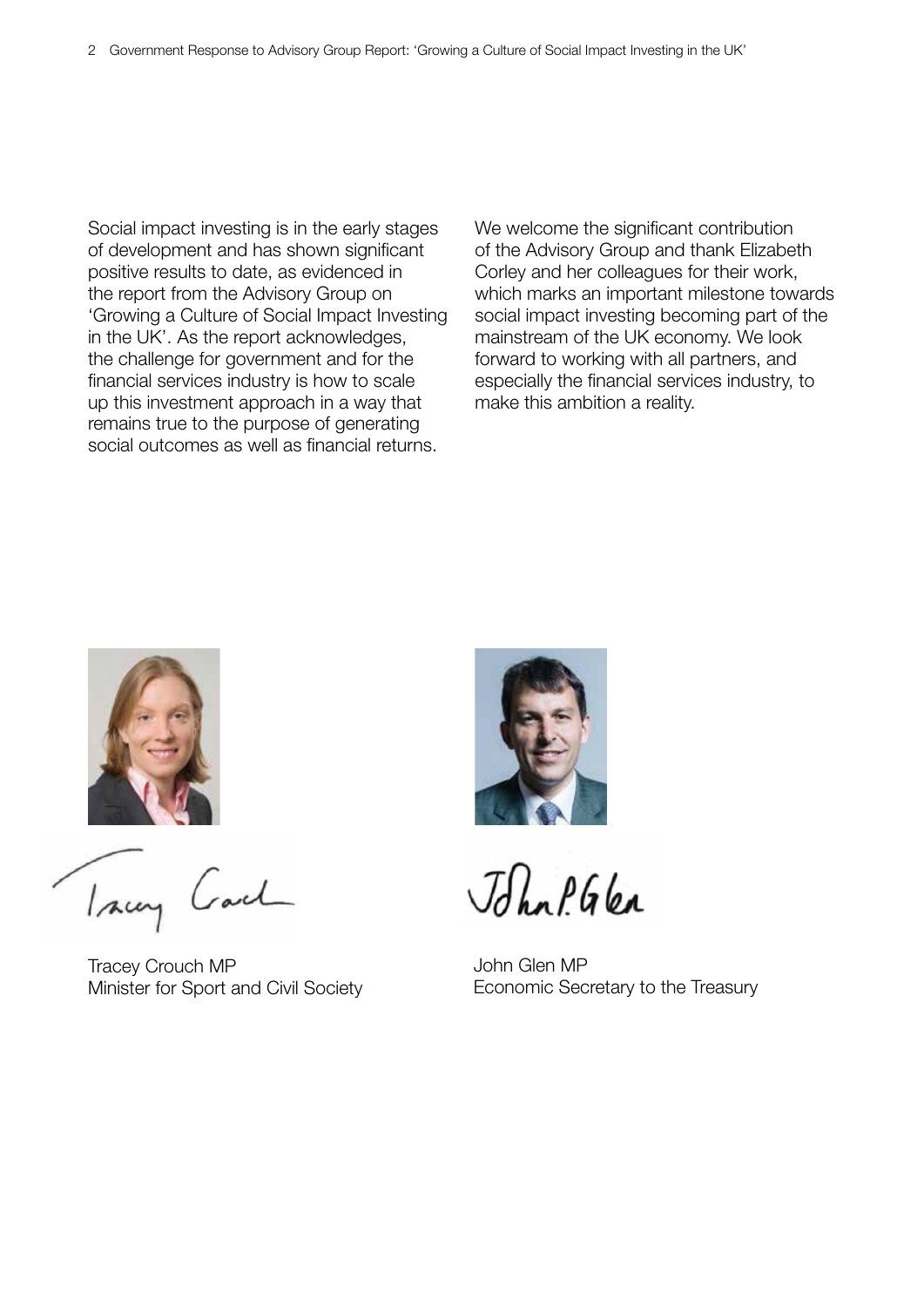Social impact investing is in the early stages of development and has shown significant positive results to date, as evidenced in the report from the Advisory Group on 'Growing a Culture of Social Impact Investing in the UK'. As the report acknowledges, the challenge for government and for the financial services industry is how to scale up this investment approach in a way that remains true to the purpose of generating social outcomes as well as financial returns.

We welcome the significant contribution of the Advisory Group and thank Elizabeth Corley and her colleagues for their work, which marks an important milestone towards social impact investing becoming part of the mainstream of the UK economy. We look forward to working with all partners, and especially the financial services industry, to make this ambition a reality.

Tracey Crouch MP
Minister for Sport and Civil Society

John Glen MP
Economic Secretary to the Treasury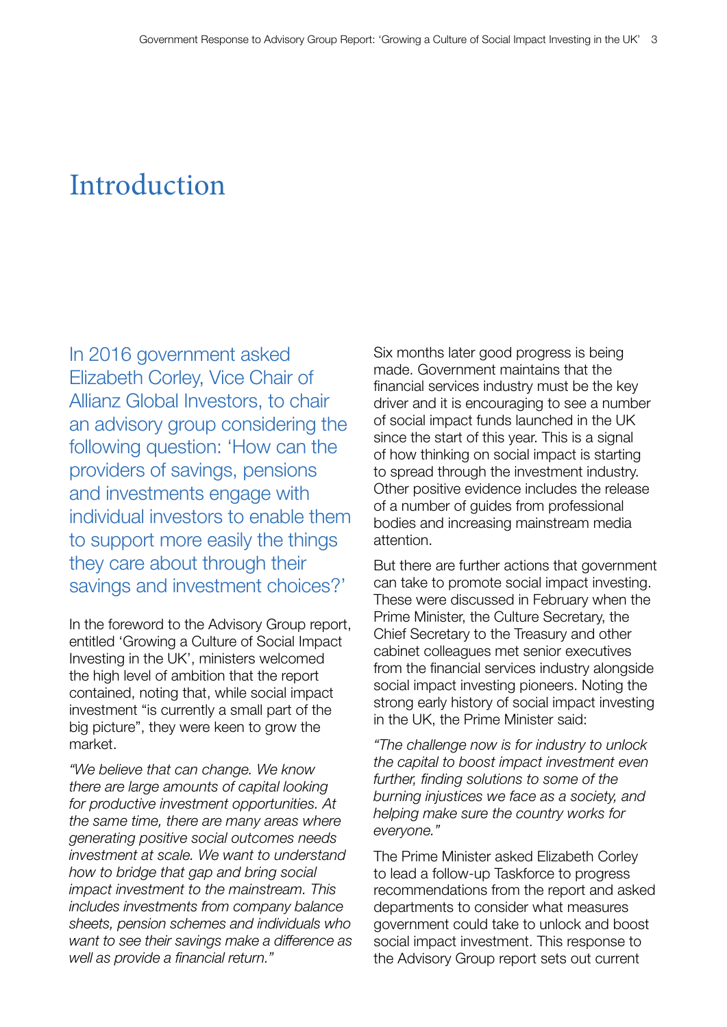# Introduction

In 2016 government asked Elizabeth Corley, Vice Chair of Allianz Global Investors, to chair an advisory group considering the following question: 'How can the providers of savings, pensions and investments engage with individual investors to enable them to support more easily the things they care about through their savings and investment choices?'

In the foreword to the Advisory Group report, entitled 'Growing a Culture of Social Impact Investing in the UK', ministers welcomed the high level of ambition that the report contained, noting that, while social impact investment "is currently a small part of the big picture", they were keen to grow the market.

*"We believe that can change. We know there are large amounts of capital looking for productive investment opportunities. At the same time, there are many areas where generating positive social outcomes needs investment at scale. We want to understand how to bridge that gap and bring social impact investment to the mainstream. This includes investments from company balance sheets, pension schemes and individuals who want to see their savings make a difference as well as provide a financial return."*

Six months later good progress is being made. Government maintains that the financial services industry must be the key driver and it is encouraging to see a number of social impact funds launched in the UK since the start of this year. This is a signal of how thinking on social impact is starting to spread through the investment industry. Other positive evidence includes the release of a number of guides from professional bodies and increasing mainstream media attention.

But there are further actions that government can take to promote social impact investing. These were discussed in February when the Prime Minister, the Culture Secretary, the Chief Secretary to the Treasury and other cabinet colleagues met senior executives from the financial services industry alongside social impact investing pioneers. Noting the strong early history of social impact investing in the UK, the Prime Minister said:

*"The challenge now is for industry to unlock the capital to boost impact investment even further, finding solutions to some of the burning injustices we face as a society, and helping make sure the country works for everyone."*

The Prime Minister asked Elizabeth Corley to lead a follow-up Taskforce to progress recommendations from the report and asked departments to consider what measures government could take to unlock and boost social impact investment. This response to the Advisory Group report sets out current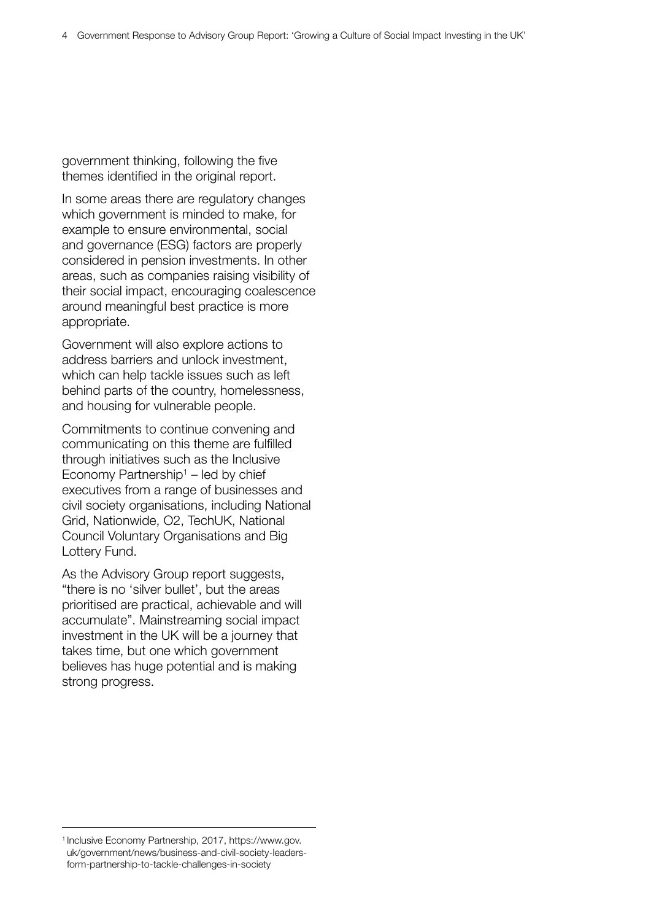government thinking, following the five themes identified in the original report.

In some areas there are regulatory changes which government is minded to make, for example to ensure environmental, social and governance (ESG) factors are properly considered in pension investments. In other areas, such as companies raising visibility of their social impact, encouraging coalescence around meaningful best practice is more appropriate.

Government will also explore actions to address barriers and unlock investment, which can help tackle issues such as left behind parts of the country, homelessness, and housing for vulnerable people.

Commitments to continue convening and communicating on this theme are fulfilled through initiatives such as the Inclusive Economy Partnership[1] – led by chief executives from a range of businesses and civil society organisations, including National Grid, Nationwide, O2, TechUK, National Council Voluntary Organisations and Big Lottery Fund.

As the Advisory Group report suggests, "there is no 'silver bullet', but the areas prioritised are practical, achievable and will accumulate". Mainstreaming social impact investment in the UK will be a journey that takes time, but one which government believes has huge potential and is making strong progress.

---

[1] Inclusive Economy Partnership, 2017, https://www.gov.uk/government/news/business-and-civil-society-leaders-form-partnership-to-tackle-challenges-in-society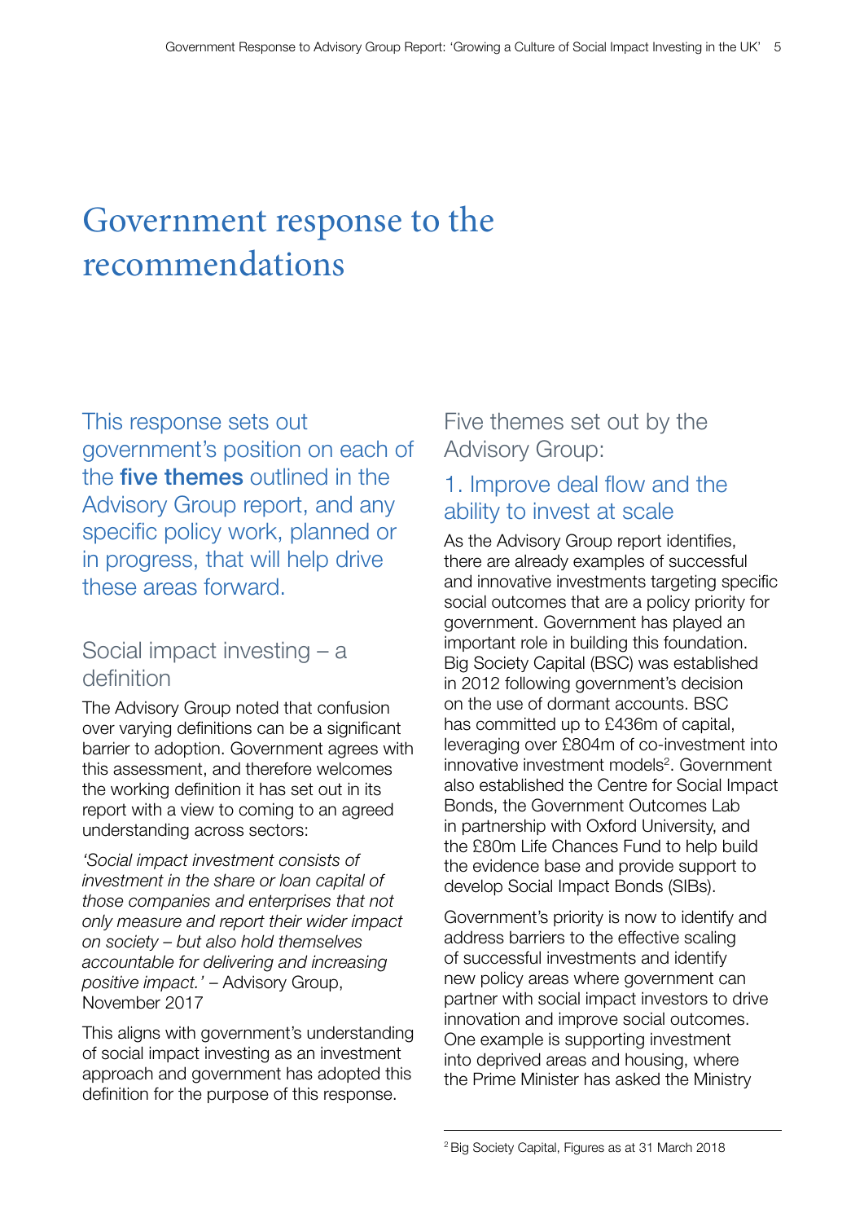# Government response to the recommendations

This response sets out government's position on each of the **five themes** outlined in the Advisory Group report, and any specific policy work, planned or in progress, that will help drive these areas forward.

## Social impact investing – a definition

The Advisory Group noted that confusion over varying definitions can be a significant barrier to adoption. Government agrees with this assessment, and therefore welcomes the working definition it has set out in its report with a view to coming to an agreed understanding across sectors:

*'Social impact investment consists of investment in the share or loan capital of those companies and enterprises that not only measure and report their wider impact on society – but also hold themselves accountable for delivering and increasing positive impact.'* – Advisory Group, November 2017

This aligns with government's understanding of social impact investing as an investment approach and government has adopted this definition for the purpose of this response.

## Five themes set out by the Advisory Group:

### 1. Improve deal flow and the ability to invest at scale

As the Advisory Group report identifies, there are already examples of successful and innovative investments targeting specific social outcomes that are a policy priority for government. Government has played an important role in building this foundation. Big Society Capital (BSC) was established in 2012 following government's decision on the use of dormant accounts. BSC has committed up to £436m of capital, leveraging over £804m of co-investment into innovative investment models[2]. Government also established the Centre for Social Impact Bonds, the Government Outcomes Lab in partnership with Oxford University, and the £80m Life Chances Fund to help build the evidence base and provide support to develop Social Impact Bonds (SIBs).

Government's priority is now to identify and address barriers to the effective scaling of successful investments and identify new policy areas where government can partner with social impact investors to drive innovation and improve social outcomes. One example is supporting investment into deprived areas and housing, where the Prime Minister has asked the Ministry

[2] Big Society Capital, Figures as at 31 March 2018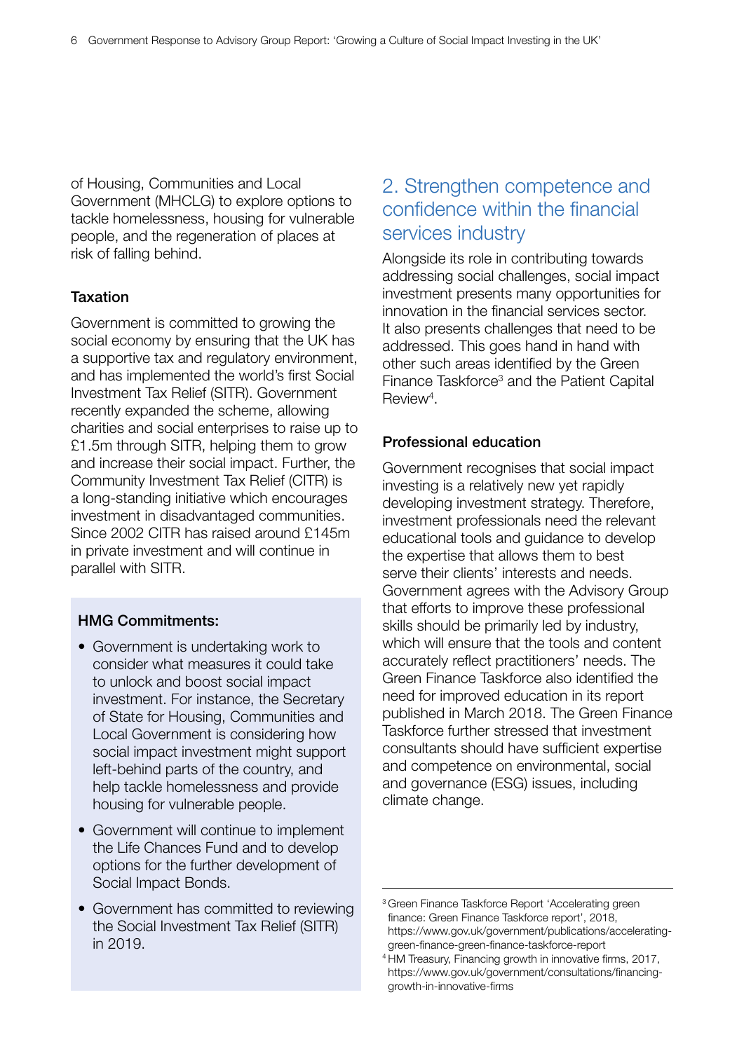of Housing, Communities and Local Government (MHCLG) to explore options to tackle homelessness, housing for vulnerable people, and the regeneration of places at risk of falling behind.

### Taxation

Government is committed to growing the social economy by ensuring that the UK has a supportive tax and regulatory environment, and has implemented the world's first Social Investment Tax Relief (SITR). Government recently expanded the scheme, allowing charities and social enterprises to raise up to £1.5m through SITR, helping them to grow and increase their social impact. Further, the Community Investment Tax Relief (CITR) is a long-standing initiative which encourages investment in disadvantaged communities. Since 2002 CITR has raised around £145m in private investment and will continue in parallel with SITR.

**HMG Commitments:**

- Government is undertaking work to consider what measures it could take to unlock and boost social impact investment. For instance, the Secretary of State for Housing, Communities and Local Government is considering how social impact investment might support left-behind parts of the country, and help tackle homelessness and provide housing for vulnerable people.
- Government will continue to implement the Life Chances Fund and to develop options for the further development of Social Impact Bonds.
- Government has committed to reviewing the Social Investment Tax Relief (SITR) in 2019.

## 2. Strengthen competence and confidence within the financial services industry

Alongside its role in contributing towards addressing social challenges, social impact investment presents many opportunities for innovation in the financial services sector. It also presents challenges that need to be addressed. This goes hand in hand with other such areas identified by the Green Finance Taskforce[3] and the Patient Capital Review[4].

### Professional education

Government recognises that social impact investing is a relatively new yet rapidly developing investment strategy. Therefore, investment professionals need the relevant educational tools and guidance to develop the expertise that allows them to best serve their clients' interests and needs. Government agrees with the Advisory Group that efforts to improve these professional skills should be primarily led by industry, which will ensure that the tools and content accurately reflect practitioners' needs. The Green Finance Taskforce also identified the need for improved education in its report published in March 2018. The Green Finance Taskforce further stressed that investment consultants should have sufficient expertise and competence on environmental, social and governance (ESG) issues, including climate change.

---

[3] Green Finance Taskforce Report 'Accelerating green finance: Green Finance Taskforce report', 2018, https://www.gov.uk/government/publications/accelerating-green-finance-green-finance-taskforce-report

[4] HM Treasury, Financing growth in innovative firms, 2017, https://www.gov.uk/government/consultations/financing-growth-in-innovative-firms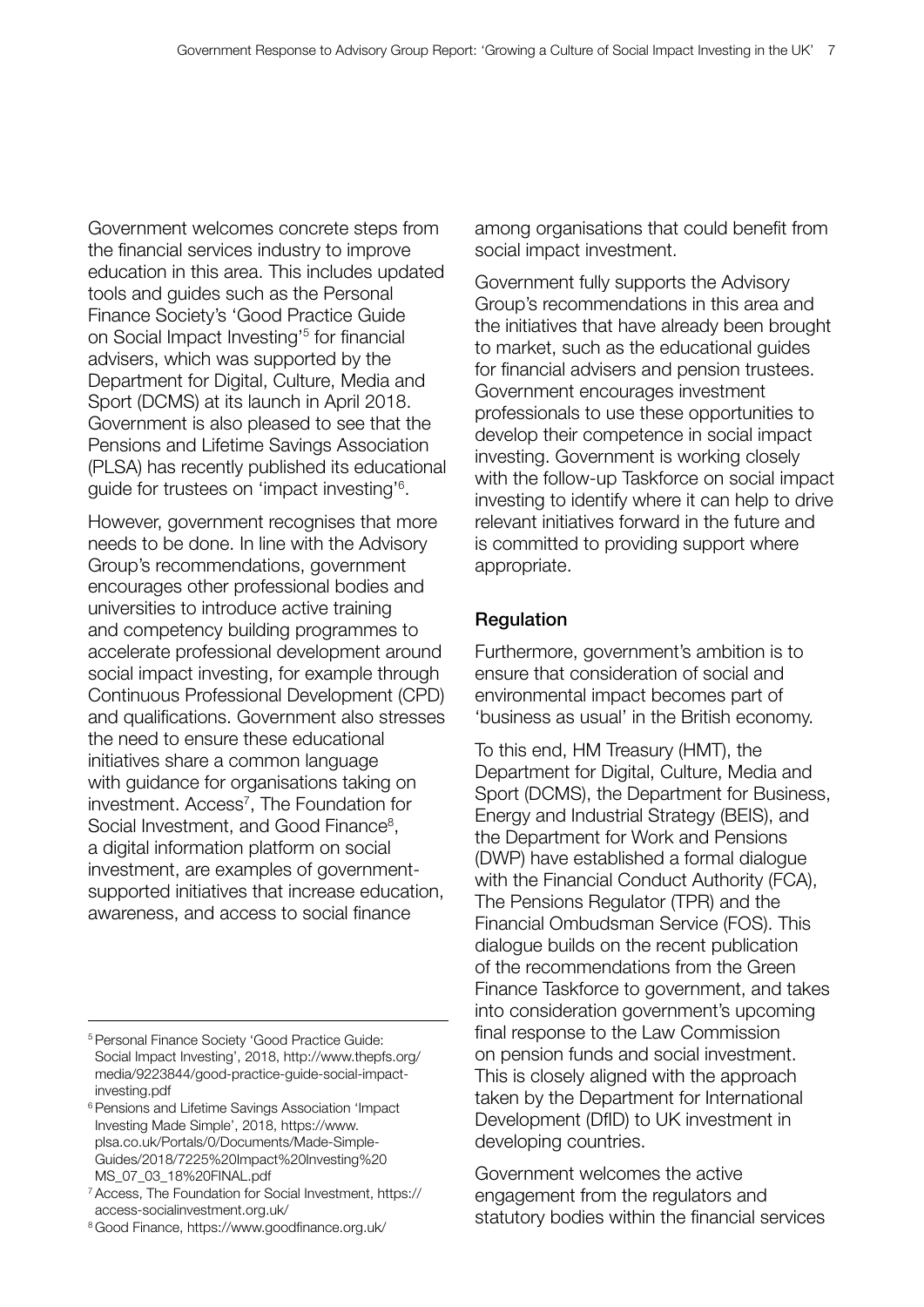Government welcomes concrete steps from the financial services industry to improve education in this area. This includes updated tools and guides such as the Personal Finance Society's 'Good Practice Guide on Social Impact Investing'[5] for financial advisers, which was supported by the Department for Digital, Culture, Media and Sport (DCMS) at its launch in April 2018. Government is also pleased to see that the Pensions and Lifetime Savings Association (PLSA) has recently published its educational guide for trustees on 'impact investing'[6].

However, government recognises that more needs to be done. In line with the Advisory Group's recommendations, government encourages other professional bodies and universities to introduce active training and competency building programmes to accelerate professional development around social impact investing, for example through Continuous Professional Development (CPD) and qualifications. Government also stresses the need to ensure these educational initiatives share a common language with guidance for organisations taking on investment. Access[7], The Foundation for Social Investment, and Good Finance[8], a digital information platform on social investment, are examples of government-supported initiatives that increase education, awareness, and access to social finance among organisations that could benefit from social impact investment.

Government fully supports the Advisory Group's recommendations in this area and the initiatives that have already been brought to market, such as the educational guides for financial advisers and pension trustees. Government encourages investment professionals to use these opportunities to develop their competence in social impact investing. Government is working closely with the follow-up Taskforce on social impact investing to identify where it can help to drive relevant initiatives forward in the future and is committed to providing support where appropriate.

### Regulation

Furthermore, government's ambition is to ensure that consideration of social and environmental impact becomes part of 'business as usual' in the British economy.

To this end, HM Treasury (HMT), the Department for Digital, Culture, Media and Sport (DCMS), the Department for Business, Energy and Industrial Strategy (BEIS), and the Department for Work and Pensions (DWP) have established a formal dialogue with the Financial Conduct Authority (FCA), The Pensions Regulator (TPR) and the Financial Ombudsman Service (FOS). This dialogue builds on the recent publication of the recommendations from the Green Finance Taskforce to government, and takes into consideration government's upcoming final response to the Law Commission on pension funds and social investment. This is closely aligned with the approach taken by the Department for International Development (DfID) to UK investment in developing countries.

Government welcomes the active engagement from the regulators and statutory bodies within the financial services

---

[5] Personal Finance Society 'Good Practice Guide: Social Impact Investing', 2018, http://www.thepfs.org/media/9223844/good-practice-guide-social-impact-investing.pdf

[6] Pensions and Lifetime Savings Association 'Impact Investing Made Simple', 2018, https://www.plsa.co.uk/Portals/0/Documents/Made-Simple-Guides/2018/7225%20Impact%20Investing%20MS_07_03_18%20FINAL.pdf

[7] Access, The Foundation for Social Investment, https://access-socialinvestment.org.uk/

[8] Good Finance, https://www.goodfinance.org.uk/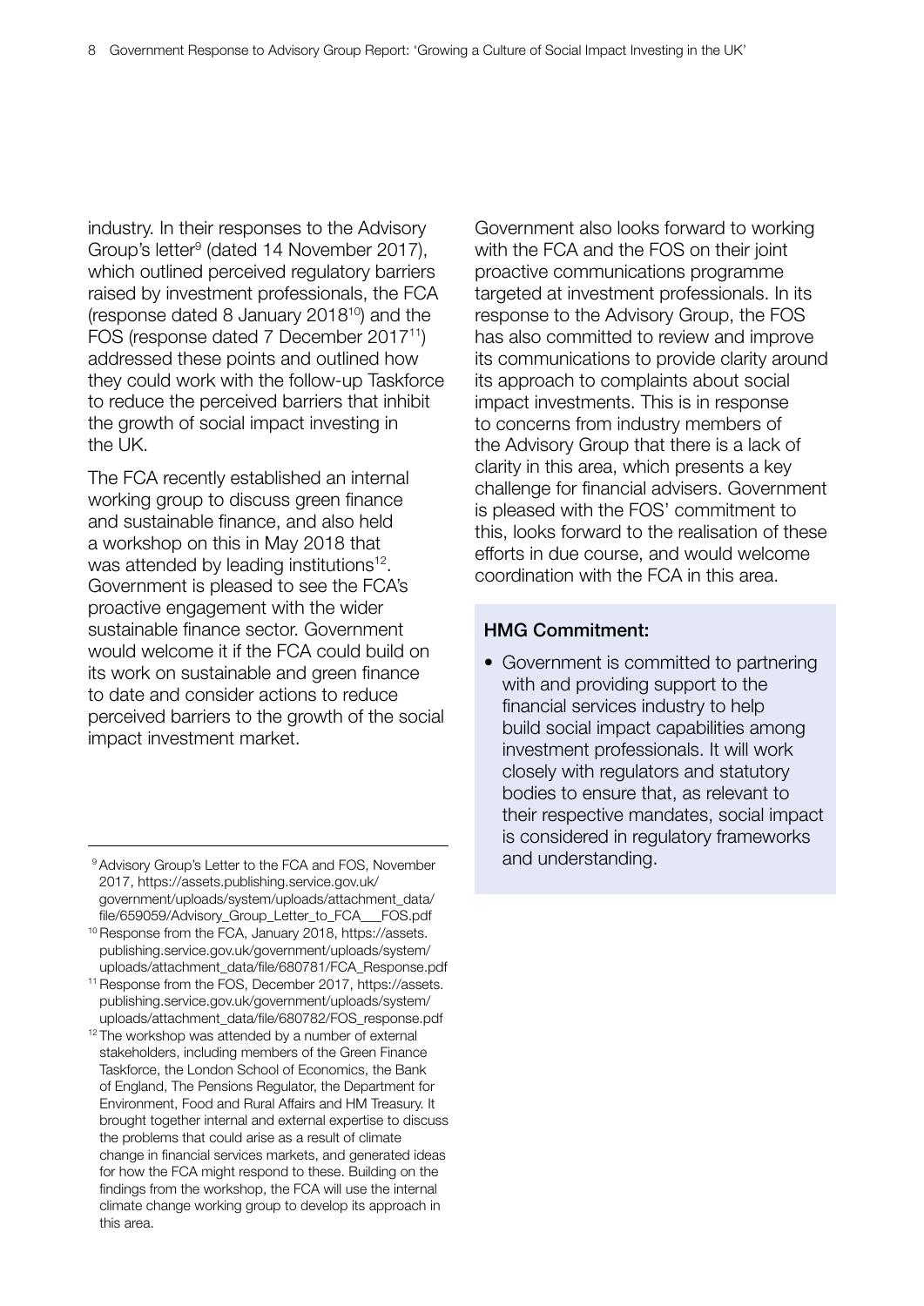industry. In their responses to the Advisory Group's letter[9] (dated 14 November 2017), which outlined perceived regulatory barriers raised by investment professionals, the FCA (response dated 8 January 2018[10]) and the FOS (response dated 7 December 2017[11]) addressed these points and outlined how they could work with the follow-up Taskforce to reduce the perceived barriers that inhibit the growth of social impact investing in the UK.

The FCA recently established an internal working group to discuss green finance and sustainable finance, and also held a workshop on this in May 2018 that was attended by leading institutions[12]. Government is pleased to see the FCA's proactive engagement with the wider sustainable finance sector. Government would welcome it if the FCA could build on its work on sustainable and green finance to date and consider actions to reduce perceived barriers to the growth of the social impact investment market.

Government also looks forward to working with the FCA and the FOS on their joint proactive communications programme targeted at investment professionals. In its response to the Advisory Group, the FOS has also committed to review and improve its communications to provide clarity around its approach to complaints about social impact investments. This is in response to concerns from industry members of the Advisory Group that there is a lack of clarity in this area, which presents a key challenge for financial advisers. Government is pleased with the FOS' commitment to this, looks forward to the realisation of these efforts in due course, and would welcome coordination with the FCA in this area.

**HMG Commitment:**

- Government is committed to partnering with and providing support to the financial services industry to help build social impact capabilities among investment professionals. It will work closely with regulators and statutory bodies to ensure that, as relevant to their respective mandates, social impact is considered in regulatory frameworks and understanding.

---

[9] Advisory Group's Letter to the FCA and FOS, November 2017, https://assets.publishing.service.gov.uk/government/uploads/system/uploads/attachment_data/file/659059/Advisory_Group_Letter_to_FCA___FOS.pdf

[10] Response from the FCA, January 2018, https://assets.publishing.service.gov.uk/government/uploads/system/uploads/attachment_data/file/680781/FCA_Response.pdf

[11] Response from the FOS, December 2017, https://assets.publishing.service.gov.uk/government/uploads/system/uploads/attachment_data/file/680782/FOS_response.pdf

[12] The workshop was attended by a number of external stakeholders, including members of the Green Finance Taskforce, the London School of Economics, the Bank of England, The Pensions Regulator, the Department for Environment, Food and Rural Affairs and HM Treasury. It brought together internal and external expertise to discuss the problems that could arise as a result of climate change in financial services markets, and generated ideas for how the FCA might respond to these. Building on the findings from the workshop, the FCA will use the internal climate change working group to develop its approach in this area.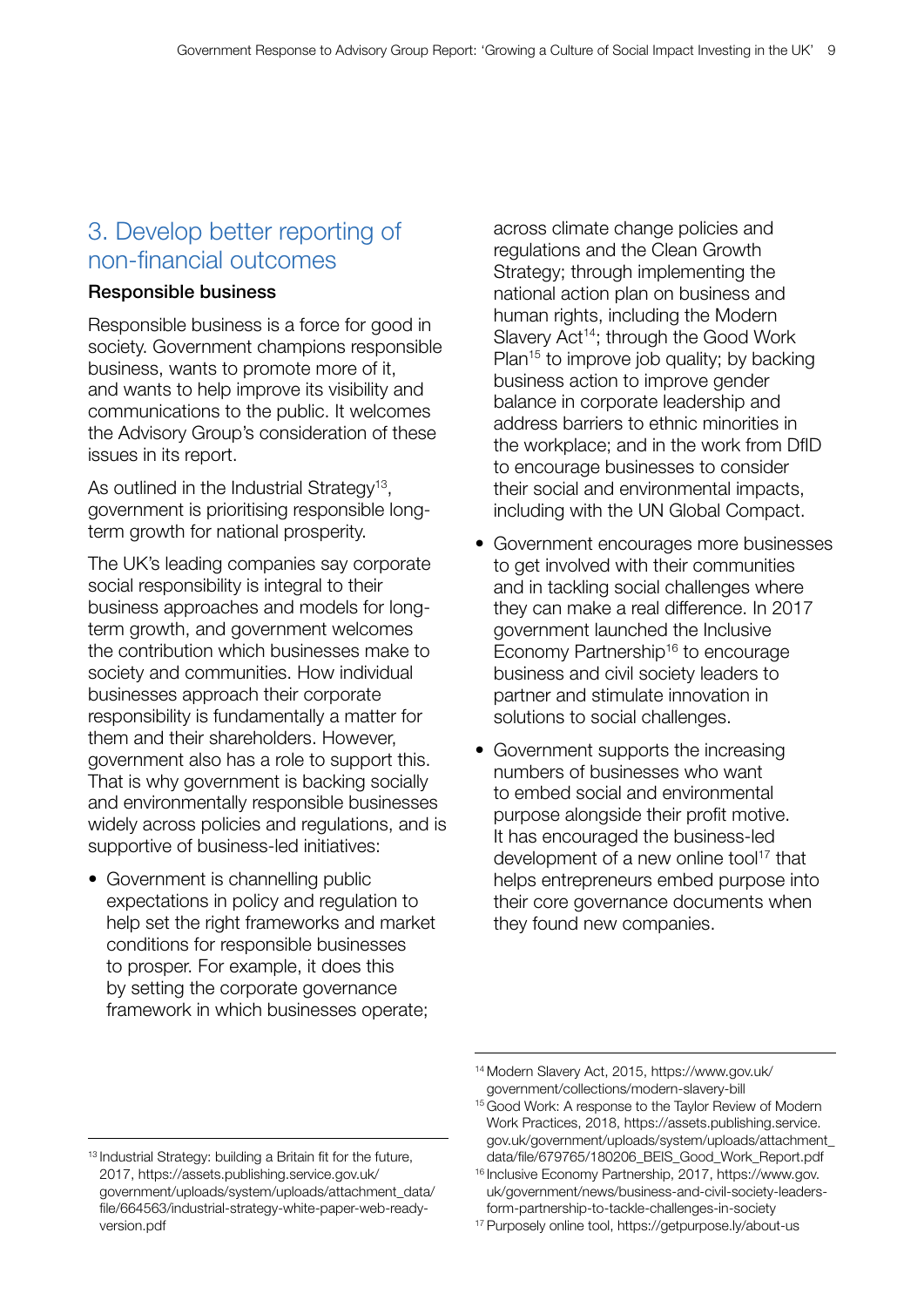## 3. Develop better reporting of non-financial outcomes

### Responsible business

Responsible business is a force for good in society. Government champions responsible business, wants to promote more of it, and wants to help improve its visibility and communications to the public. It welcomes the Advisory Group's consideration of these issues in its report.

As outlined in the Industrial Strategy[13], government is prioritising responsible long-term growth for national prosperity.

The UK's leading companies say corporate social responsibility is integral to their business approaches and models for long-term growth, and government welcomes the contribution which businesses make to society and communities. How individual businesses approach their corporate responsibility is fundamentally a matter for them and their shareholders. However, government also has a role to support this. That is why government is backing socially and environmentally responsible businesses widely across policies and regulations, and is supportive of business-led initiatives:

- Government is channelling public expectations in policy and regulation to help set the right frameworks and market conditions for responsible businesses to prosper. For example, it does this by setting the corporate governance framework in which businesses operate; across climate change policies and regulations and the Clean Growth Strategy; through implementing the national action plan on business and human rights, including the Modern Slavery Act[14]; through the Good Work Plan[15] to improve job quality; by backing business action to improve gender balance in corporate leadership and address barriers to ethnic minorities in the workplace; and in the work from DfID to encourage businesses to consider their social and environmental impacts, including with the UN Global Compact.
- Government encourages more businesses to get involved with their communities and in tackling social challenges where they can make a real difference. In 2017 government launched the Inclusive Economy Partnership[16] to encourage business and civil society leaders to partner and stimulate innovation in solutions to social challenges.
- Government supports the increasing numbers of businesses who want to embed social and environmental purpose alongside their profit motive. It has encouraged the business-led development of a new online tool[17] that helps entrepreneurs embed purpose into their core governance documents when they found new companies.

---

[13] Industrial Strategy: building a Britain fit for the future, 2017, https://assets.publishing.service.gov.uk/government/uploads/system/uploads/attachment_data/file/664563/industrial-strategy-white-paper-web-ready-version.pdf

[14] Modern Slavery Act, 2015, https://www.gov.uk/government/collections/modern-slavery-bill

[15] Good Work: A response to the Taylor Review of Modern Work Practices, 2018, https://assets.publishing.service.gov.uk/government/uploads/system/uploads/attachment_data/file/679765/180206_BEIS_Good_Work_Report.pdf

[16] Inclusive Economy Partnership, 2017, https://www.gov.uk/government/news/business-and-civil-society-leaders-form-partnership-to-tackle-challenges-in-society

[17] Purposely online tool, https://getpurpose.ly/about-us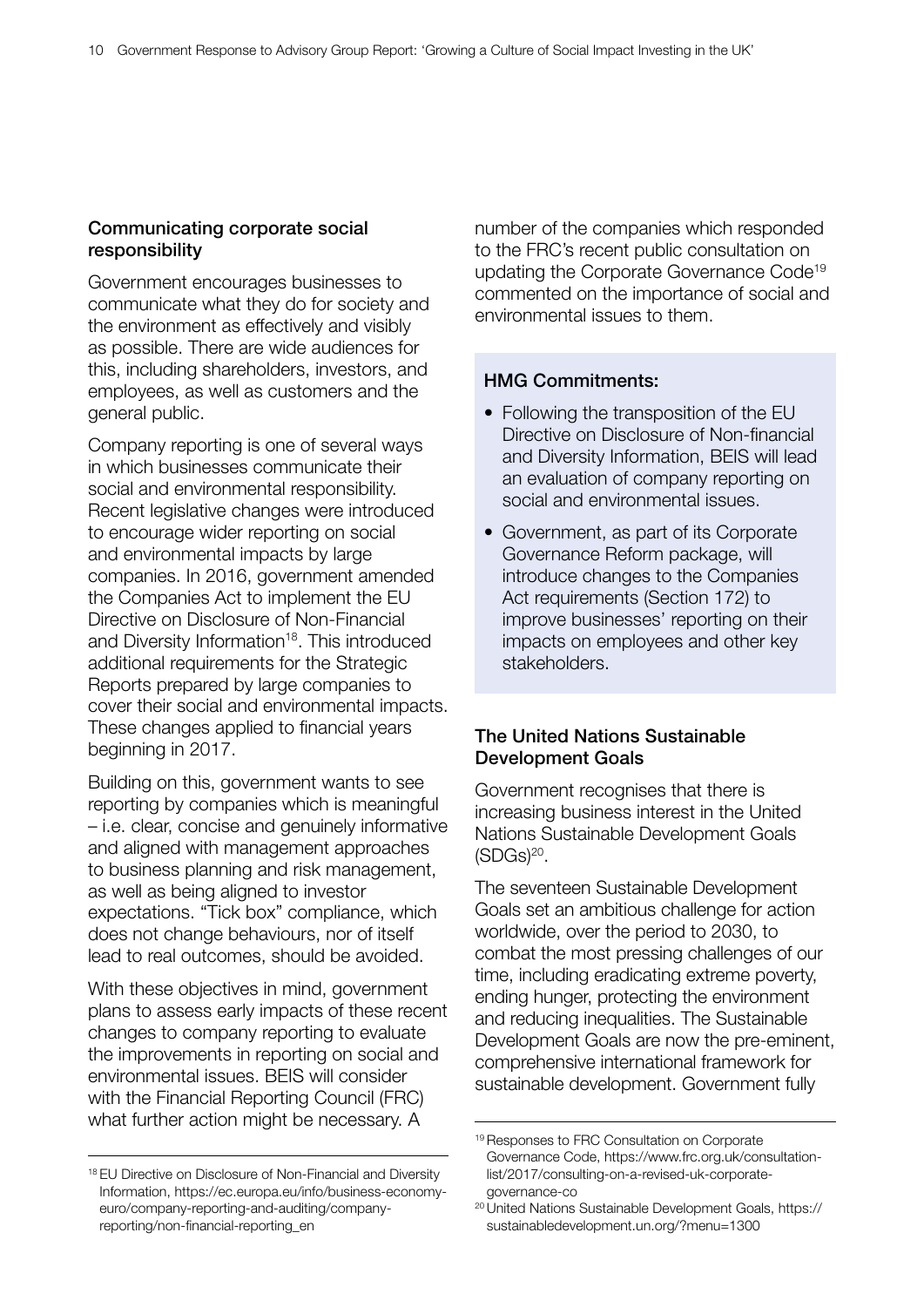### Communicating corporate social responsibility

Government encourages businesses to communicate what they do for society and the environment as effectively and visibly as possible. There are wide audiences for this, including shareholders, investors, and employees, as well as customers and the general public.

Company reporting is one of several ways in which businesses communicate their social and environmental responsibility. Recent legislative changes were introduced to encourage wider reporting on social and environmental impacts by large companies. In 2016, government amended the Companies Act to implement the EU Directive on Disclosure of Non-Financial and Diversity Information[18]. This introduced additional requirements for the Strategic Reports prepared by large companies to cover their social and environmental impacts. These changes applied to financial years beginning in 2017.

Building on this, government wants to see reporting by companies which is meaningful – i.e. clear, concise and genuinely informative and aligned with management approaches to business planning and risk management, as well as being aligned to investor expectations. "Tick box" compliance, which does not change behaviours, nor of itself lead to real outcomes, should be avoided.

With these objectives in mind, government plans to assess early impacts of these recent changes to company reporting to evaluate the improvements in reporting on social and environmental issues. BEIS will consider with the Financial Reporting Council (FRC) what further action might be necessary. A number of the companies which responded to the FRC's recent public consultation on updating the Corporate Governance Code[19] commented on the importance of social and environmental issues to them.

**HMG Commitments:**

- Following the transposition of the EU Directive on Disclosure of Non-financial and Diversity Information, BEIS will lead an evaluation of company reporting on social and environmental issues.
- Government, as part of its Corporate Governance Reform package, will introduce changes to the Companies Act requirements (Section 172) to improve businesses' reporting on their impacts on employees and other key stakeholders.

### The United Nations Sustainable Development Goals

Government recognises that there is increasing business interest in the United Nations Sustainable Development Goals (SDGs)[20].

The seventeen Sustainable Development Goals set an ambitious challenge for action worldwide, over the period to 2030, to combat the most pressing challenges of our time, including eradicating extreme poverty, ending hunger, protecting the environment and reducing inequalities. The Sustainable Development Goals are now the pre-eminent, comprehensive international framework for sustainable development. Government fully

---

[18] EU Directive on Disclosure of Non-Financial and Diversity Information, https://ec.europa.eu/info/business-economy-euro/company-reporting-and-auditing/company-reporting/non-financial-reporting_en

[19] Responses to FRC Consultation on Corporate Governance Code, https://www.frc.org.uk/consultation-list/2017/consulting-on-a-revised-uk-corporate-governance-co

[20] United Nations Sustainable Development Goals, https://sustainabledevelopment.un.org/?menu=1300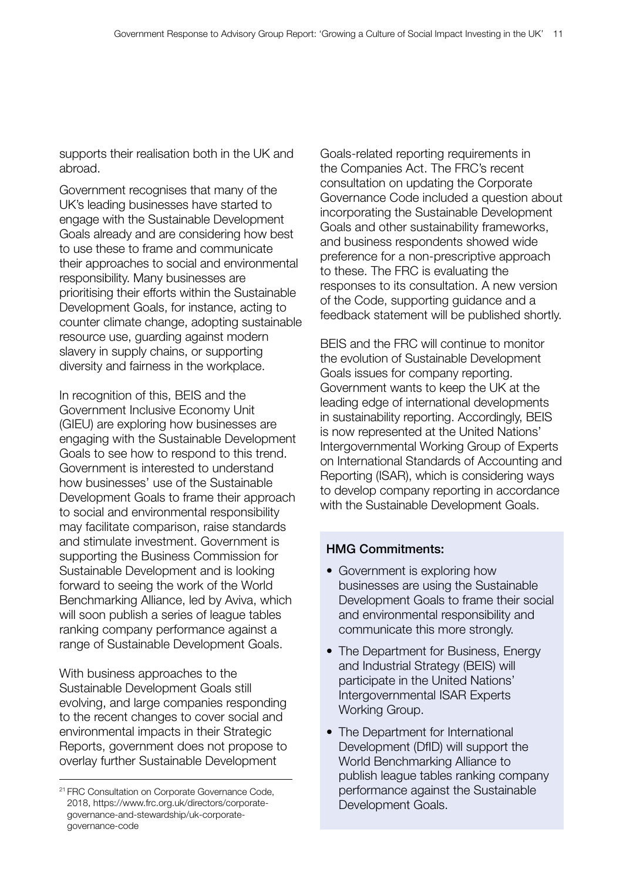supports their realisation both in the UK and abroad.

Government recognises that many of the UK's leading businesses have started to engage with the Sustainable Development Goals already and are considering how best to use these to frame and communicate their approaches to social and environmental responsibility. Many businesses are prioritising their efforts within the Sustainable Development Goals, for instance, acting to counter climate change, adopting sustainable resource use, guarding against modern slavery in supply chains, or supporting diversity and fairness in the workplace.

In recognition of this, BEIS and the Government Inclusive Economy Unit (GIEU) are exploring how businesses are engaging with the Sustainable Development Goals to see how to respond to this trend. Government is interested to understand how businesses' use of the Sustainable Development Goals to frame their approach to social and environmental responsibility may facilitate comparison, raise standards and stimulate investment. Government is supporting the Business Commission for Sustainable Development and is looking forward to seeing the work of the World Benchmarking Alliance, led by Aviva, which will soon publish a series of league tables ranking company performance against a range of Sustainable Development Goals.

With business approaches to the Sustainable Development Goals still evolving, and large companies responding to the recent changes to cover social and environmental impacts in their Strategic Reports, government does not propose to overlay further Sustainable Development Goals-related reporting requirements in the Companies Act. The FRC's recent consultation on updating the Corporate Governance Code included a question about incorporating the Sustainable Development Goals and other sustainability frameworks, and business respondents showed wide preference for a non-prescriptive approach to these. The FRC is evaluating the responses to its consultation. A new version of the Code, supporting guidance and a feedback statement will be published shortly.

BEIS and the FRC will continue to monitor the evolution of Sustainable Development Goals issues for company reporting. Government wants to keep the UK at the leading edge of international developments in sustainability reporting. Accordingly, BEIS is now represented at the United Nations' Intergovernmental Working Group of Experts on International Standards of Accounting and Reporting (ISAR), which is considering ways to develop company reporting in accordance with the Sustainable Development Goals.

**HMG Commitments:**

- Government is exploring how businesses are using the Sustainable Development Goals to frame their social and environmental responsibility and communicate this more strongly.
- The Department for Business, Energy and Industrial Strategy (BEIS) will participate in the United Nations' Intergovernmental ISAR Experts Working Group.
- The Department for International Development (DfID) will support the World Benchmarking Alliance to publish league tables ranking company performance against the Sustainable Development Goals.

[21] FRC Consultation on Corporate Governance Code, 2018, https://www.frc.org.uk/directors/corporate-governance-and-stewardship/uk-corporate-governance-code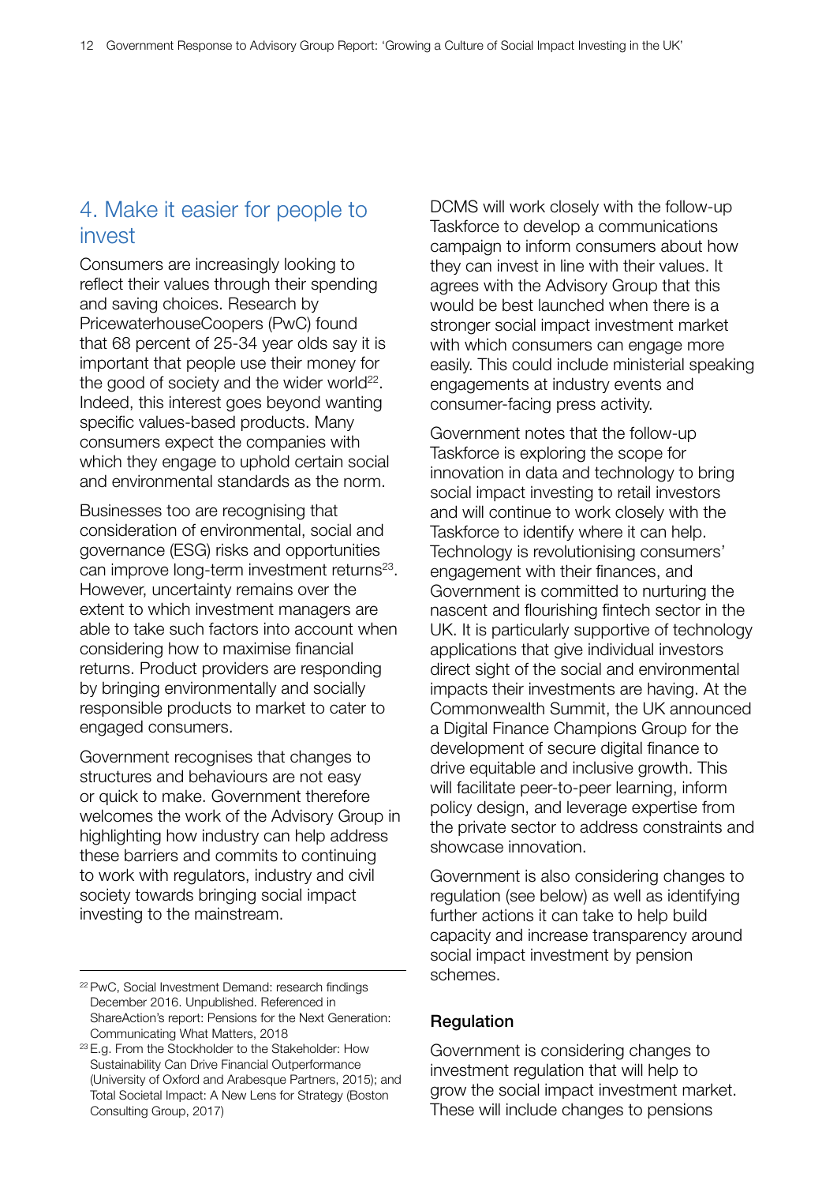## 4. Make it easier for people to invest

Consumers are increasingly looking to reflect their values through their spending and saving choices. Research by PricewaterhouseCoopers (PwC) found that 68 percent of 25-34 year olds say it is important that people use their money for the good of society and the wider world[22]. Indeed, this interest goes beyond wanting specific values-based products. Many consumers expect the companies with which they engage to uphold certain social and environmental standards as the norm.

Businesses too are recognising that consideration of environmental, social and governance (ESG) risks and opportunities can improve long-term investment returns[23]. However, uncertainty remains over the extent to which investment managers are able to take such factors into account when considering how to maximise financial returns. Product providers are responding by bringing environmentally and socially responsible products to market to cater to engaged consumers.

Government recognises that changes to structures and behaviours are not easy or quick to make. Government therefore welcomes the work of the Advisory Group in highlighting how industry can help address these barriers and commits to continuing to work with regulators, industry and civil society towards bringing social impact investing to the mainstream.

DCMS will work closely with the follow-up Taskforce to develop a communications campaign to inform consumers about how they can invest in line with their values. It agrees with the Advisory Group that this would be best launched when there is a stronger social impact investment market with which consumers can engage more easily. This could include ministerial speaking engagements at industry events and consumer-facing press activity.

Government notes that the follow-up Taskforce is exploring the scope for innovation in data and technology to bring social impact investing to retail investors and will continue to work closely with the Taskforce to identify where it can help. Technology is revolutionising consumers' engagement with their finances, and Government is committed to nurturing the nascent and flourishing fintech sector in the UK. It is particularly supportive of technology applications that give individual investors direct sight of the social and environmental impacts their investments are having. At the Commonwealth Summit, the UK announced a Digital Finance Champions Group for the development of secure digital finance to drive equitable and inclusive growth. This will facilitate peer-to-peer learning, inform policy design, and leverage expertise from the private sector to address constraints and showcase innovation.

Government is also considering changes to regulation (see below) as well as identifying further actions it can take to help build capacity and increase transparency around social impact investment by pension schemes.

### Regulation

Government is considering changes to investment regulation that will help to grow the social impact investment market. These will include changes to pensions

---

[22] PwC, Social Investment Demand: research findings December 2016. Unpublished. Referenced in ShareAction's report: Pensions for the Next Generation: Communicating What Matters, 2018

[23] E.g. From the Stockholder to the Stakeholder: How Sustainability Can Drive Financial Outperformance (University of Oxford and Arabesque Partners, 2015); and Total Societal Impact: A New Lens for Strategy (Boston Consulting Group, 2017)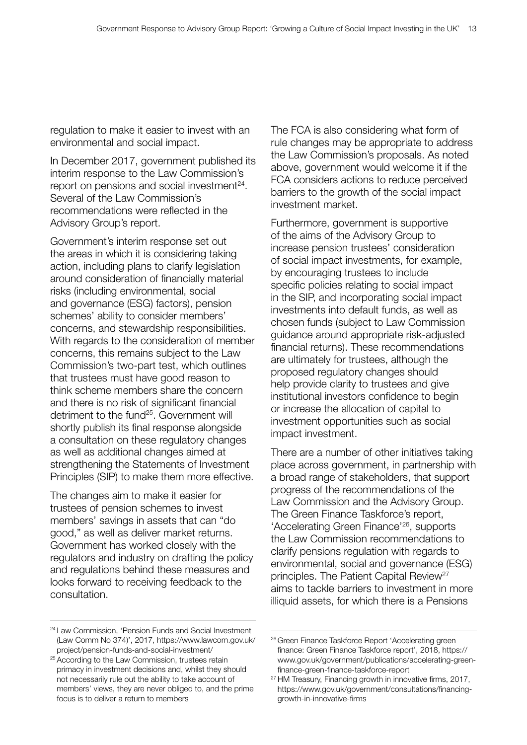regulation to make it easier to invest with an environmental and social impact.

In December 2017, government published its interim response to the Law Commission's report on pensions and social investment[24]. Several of the Law Commission's recommendations were reflected in the Advisory Group's report.

Government's interim response set out the areas in which it is considering taking action, including plans to clarify legislation around consideration of financially material risks (including environmental, social and governance (ESG) factors), pension schemes' ability to consider members' concerns, and stewardship responsibilities. With regards to the consideration of member concerns, this remains subject to the Law Commission's two-part test, which outlines that trustees must have good reason to think scheme members share the concern and there is no risk of significant financial detriment to the fund[25]. Government will shortly publish its final response alongside a consultation on these regulatory changes as well as additional changes aimed at strengthening the Statements of Investment Principles (SIP) to make them more effective.

The changes aim to make it easier for trustees of pension schemes to invest members' savings in assets that can "do good," as well as deliver market returns. Government has worked closely with the regulators and industry on drafting the policy and regulations behind these measures and looks forward to receiving feedback to the consultation.

The FCA is also considering what form of rule changes may be appropriate to address the Law Commission's proposals. As noted above, government would welcome it if the FCA considers actions to reduce perceived barriers to the growth of the social impact investment market.

Furthermore, government is supportive of the aims of the Advisory Group to increase pension trustees' consideration of social impact investments, for example, by encouraging trustees to include specific policies relating to social impact in the SIP, and incorporating social impact investments into default funds, as well as chosen funds (subject to Law Commission guidance around appropriate risk-adjusted financial returns). These recommendations are ultimately for trustees, although the proposed regulatory changes should help provide clarity to trustees and give institutional investors confidence to begin or increase the allocation of capital to investment opportunities such as social impact investment.

There are a number of other initiatives taking place across government, in partnership with a broad range of stakeholders, that support progress of the recommendations of the Law Commission and the Advisory Group. The Green Finance Taskforce's report, 'Accelerating Green Finance'[26], supports the Law Commission recommendations to clarify pensions regulation with regards to environmental, social and governance (ESG) principles. The Patient Capital Review[27] aims to tackle barriers to investment in more illiquid assets, for which there is a Pensions

---

[24] Law Commission, 'Pension Funds and Social Investment (Law Comm No 374)', 2017, https://www.lawcom.gov.uk/project/pension-funds-and-social-investment/

[25] According to the Law Commission, trustees retain primacy in investment decisions and, whilst they should not necessarily rule out the ability to take account of members' views, they are never obliged to, and the prime focus is to deliver a return to members

[26] Green Finance Taskforce Report 'Accelerating green finance: Green Finance Taskforce report', 2018, https://www.gov.uk/government/publications/accelerating-green-finance-green-finance-taskforce-report

[27] HM Treasury, Financing growth in innovative firms, 2017, https://www.gov.uk/government/consultations/financing-growth-in-innovative-firms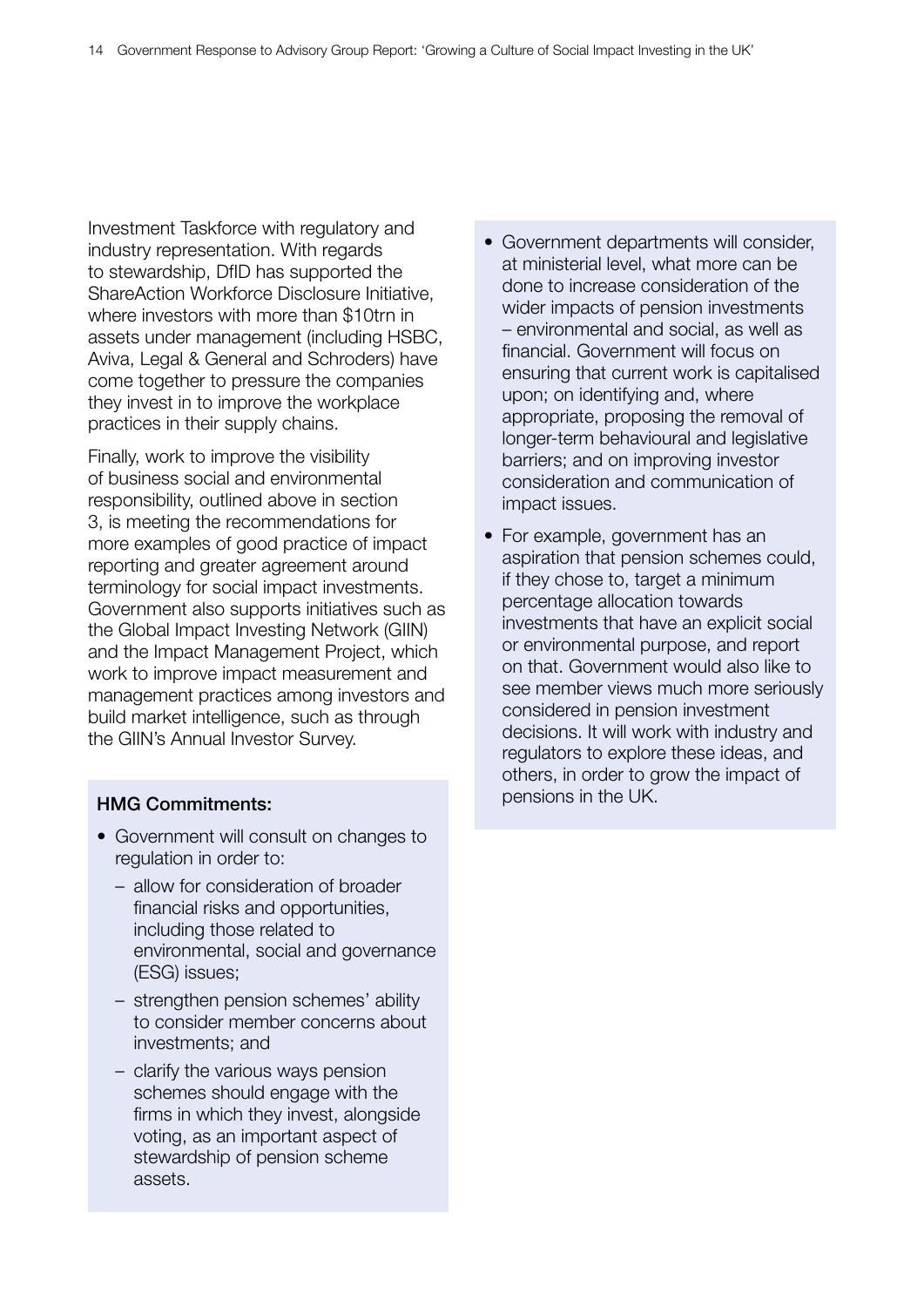Investment Taskforce with regulatory and industry representation. With regards to stewardship, DfID has supported the ShareAction Workforce Disclosure Initiative, where investors with more than $10trn in assets under management (including HSBC, Aviva, Legal & General and Schroders) have come together to pressure the companies they invest in to improve the workplace practices in their supply chains.

Finally, work to improve the visibility of business social and environmental responsibility, outlined above in section 3, is meeting the recommendations for more examples of good practice of impact reporting and greater agreement around terminology for social impact investments. Government also supports initiatives such as the Global Impact Investing Network (GIIN) and the Impact Management Project, which work to improve impact measurement and management practices among investors and build market intelligence, such as through the GIIN's Annual Investor Survey.

**HMG Commitments:**

- Government will consult on changes to regulation in order to:
  - allow for consideration of broader financial risks and opportunities, including those related to environmental, social and governance (ESG) issues;
  - strengthen pension schemes' ability to consider member concerns about investments; and
  - clarify the various ways pension schemes should engage with the firms in which they invest, alongside voting, as an important aspect of stewardship of pension scheme assets.
- Government departments will consider, at ministerial level, what more can be done to increase consideration of the wider impacts of pension investments – environmental and social, as well as financial. Government will focus on ensuring that current work is capitalised upon; on identifying and, where appropriate, proposing the removal of longer-term behavioural and legislative barriers; and on improving investor consideration and communication of impact issues.
- For example, government has an aspiration that pension schemes could, if they chose to, target a minimum percentage allocation towards investments that have an explicit social or environmental purpose, and report on that. Government would also like to see member views much more seriously considered in pension investment decisions. It will work with industry and regulators to explore these ideas, and others, in order to grow the impact of pensions in the UK.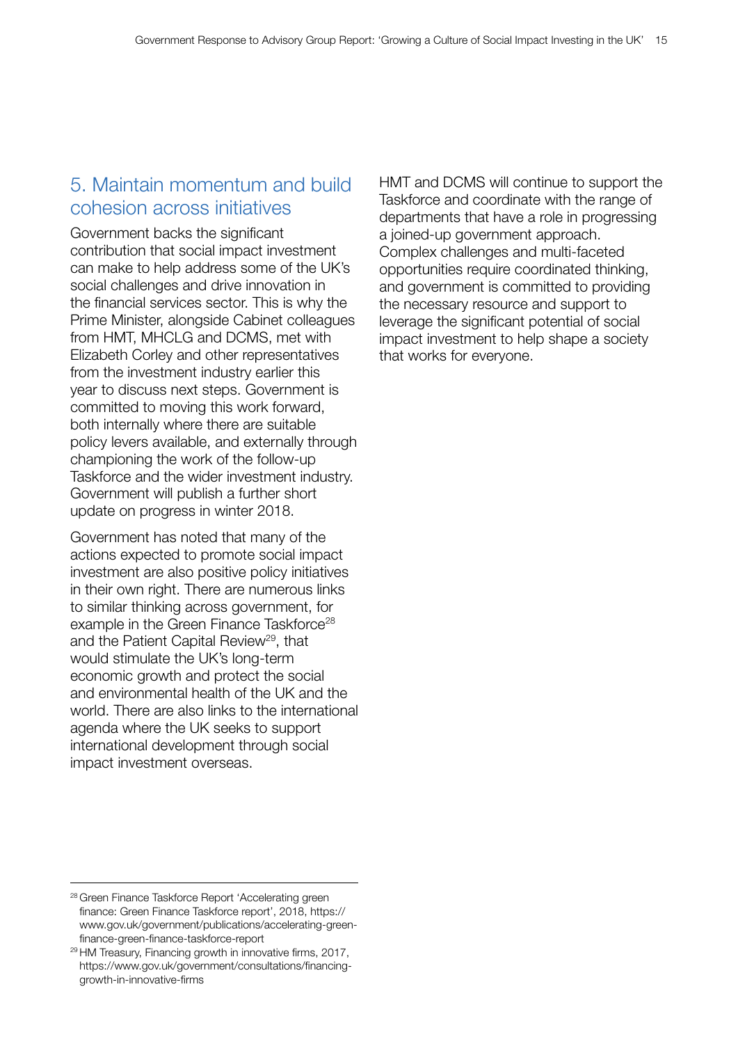## 5. Maintain momentum and build cohesion across initiatives

Government backs the significant contribution that social impact investment can make to help address some of the UK's social challenges and drive innovation in the financial services sector. This is why the Prime Minister, alongside Cabinet colleagues from HMT, MHCLG and DCMS, met with Elizabeth Corley and other representatives from the investment industry earlier this year to discuss next steps. Government is committed to moving this work forward, both internally where there are suitable policy levers available, and externally through championing the work of the follow-up Taskforce and the wider investment industry. Government will publish a further short update on progress in winter 2018.

Government has noted that many of the actions expected to promote social impact investment are also positive policy initiatives in their own right. There are numerous links to similar thinking across government, for example in the Green Finance Taskforce[28] and the Patient Capital Review[29], that would stimulate the UK's long-term economic growth and protect the social and environmental health of the UK and the world. There are also links to the international agenda where the UK seeks to support international development through social impact investment overseas.

HMT and DCMS will continue to support the Taskforce and coordinate with the range of departments that have a role in progressing a joined-up government approach. Complex challenges and multi-faceted opportunities require coordinated thinking, and government is committed to providing the necessary resource and support to leverage the significant potential of social impact investment to help shape a society that works for everyone.

---

[28] Green Finance Taskforce Report 'Accelerating green finance: Green Finance Taskforce report', 2018, https://www.gov.uk/government/publications/accelerating-green-finance-green-finance-taskforce-report

[29] HM Treasury, Financing growth in innovative firms, 2017, https://www.gov.uk/government/consultations/financing-growth-in-innovative-firms